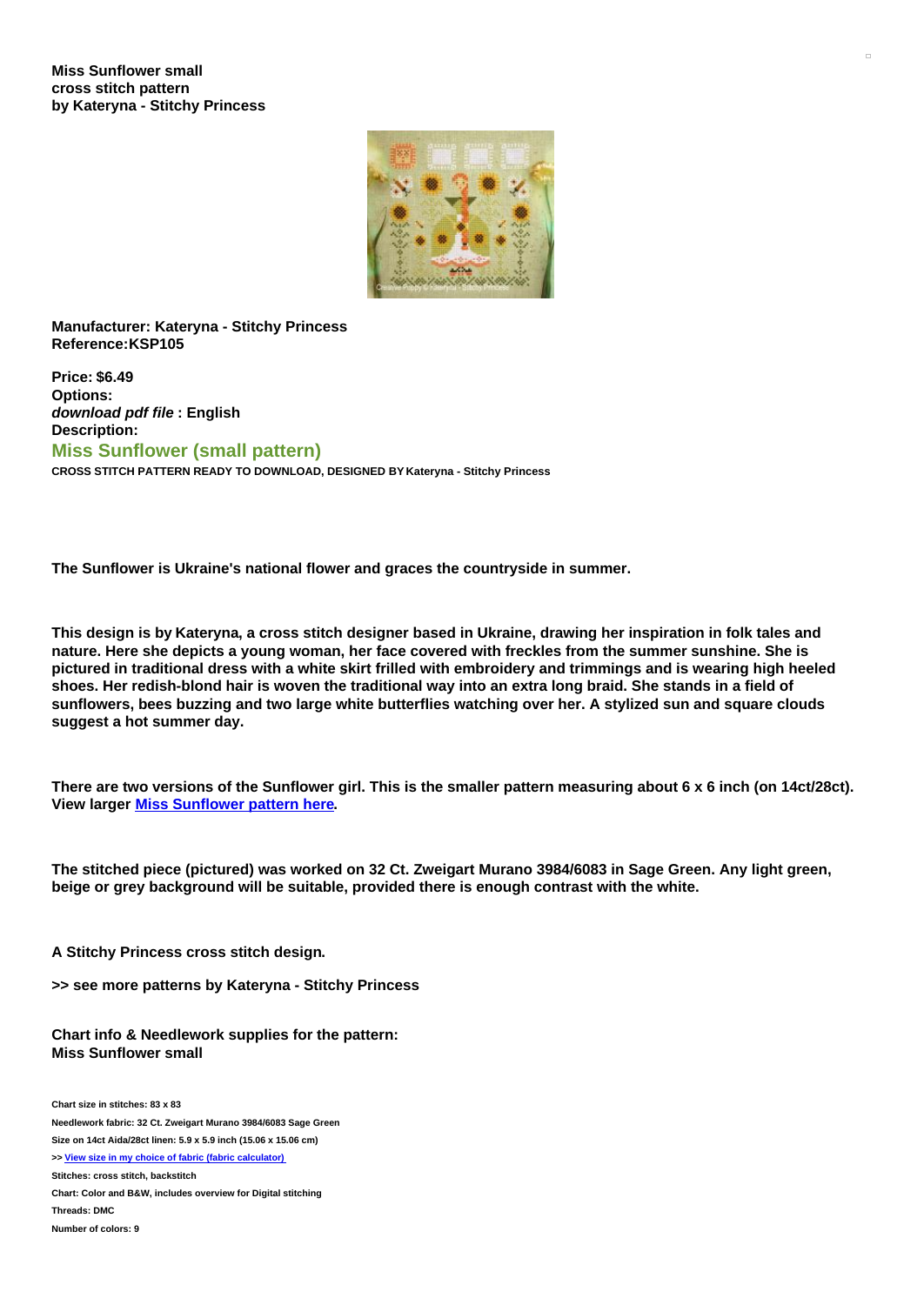**Miss Sunflower small cross stitch pattern by Kateryna - Stitchy Princess**

**Manufacturer: Kateryna - Stitchy Princess**
**Reference:KSP105**

**Price: $6.49**
**Options:**
***download pdf file* : English**
**Description:**

## Miss Sunflower (small pattern)

**CROSS STITCH PATTERN READY TO DOWNLOAD, DESIGNED BY Kateryna - Stitchy Princess**

**The Sunflower is Ukraine's national flower and graces the countryside in summer.**

**This design is by Kateryna, a cross stitch designer based in Ukraine, drawing her inspiration in folk tales and nature. Here she depicts a young woman, her face covered with freckles from the summer sunshine. She is pictured in traditional dress with a white skirt frilled with embroidery and trimmings and is wearing high heeled shoes. Her redish-blond hair is woven the traditional way into an extra long braid. She stands in a field of sunflowers, bees buzzing and two large white butterflies watching over her. A stylized sun and square clouds suggest a hot summer day.**

**There are two versions of the Sunflower girl. This is the smaller pattern measuring about 6 x 6 inch (on 14ct/28ct). View larger [Miss Sunflower pattern here](). **

**The stitched piece (pictured) was worked on 32 Ct. Zweigart Murano 3984/6083 in Sage Green. Any light green, beige or grey background will be suitable, provided there is enough contrast with the white.**

**A Stitchy Princess cross stitch design.**

**>> see more patterns by Kateryna - Stitchy Princess**

**Chart info & Needlework supplies for the pattern: Miss Sunflower small**

**Chart size in stitches: 83 x 83**
**Needlework fabric: 32 Ct. Zweigart Murano 3984/6083 Sage Green**
**Size on 14ct Aida/28ct linen: 5.9 x 5.9 inch (15.06 x 15.06 cm)**
**>> [View size in my choice of fabric (fabric calculator)]()**
**Stitches: cross stitch, backstitch**
**Chart: Color and B&W, includes overview for Digital stitching**
**Threads: DMC**
**Number of colors: 9**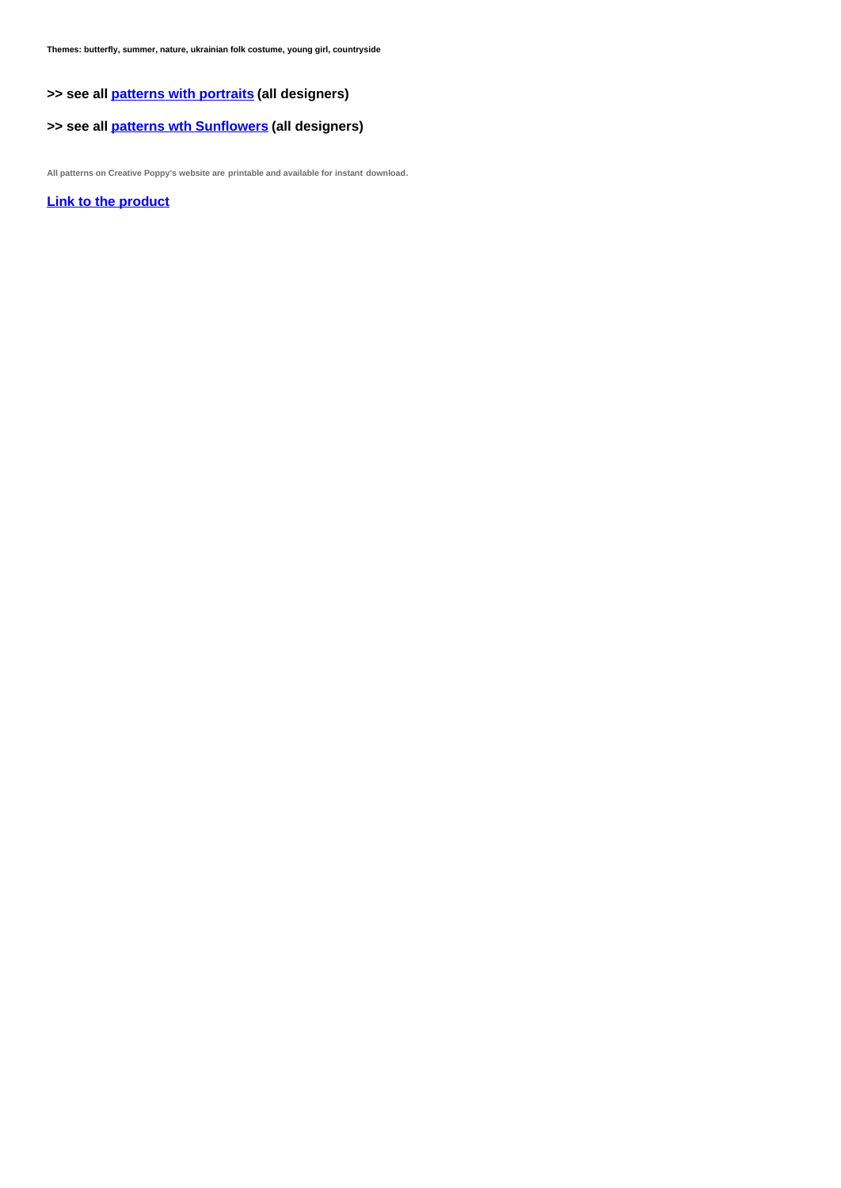**Themes: butterfly, summer, nature, ukrainian folk costume, young girl, countryside**

**>> see all patterns with portraits (all designers)**

**>> see all patterns wth Sunflowers (all designers)**

**All patterns on Creative Poppy's website are printable and available for instant download.**

**Link to the product**